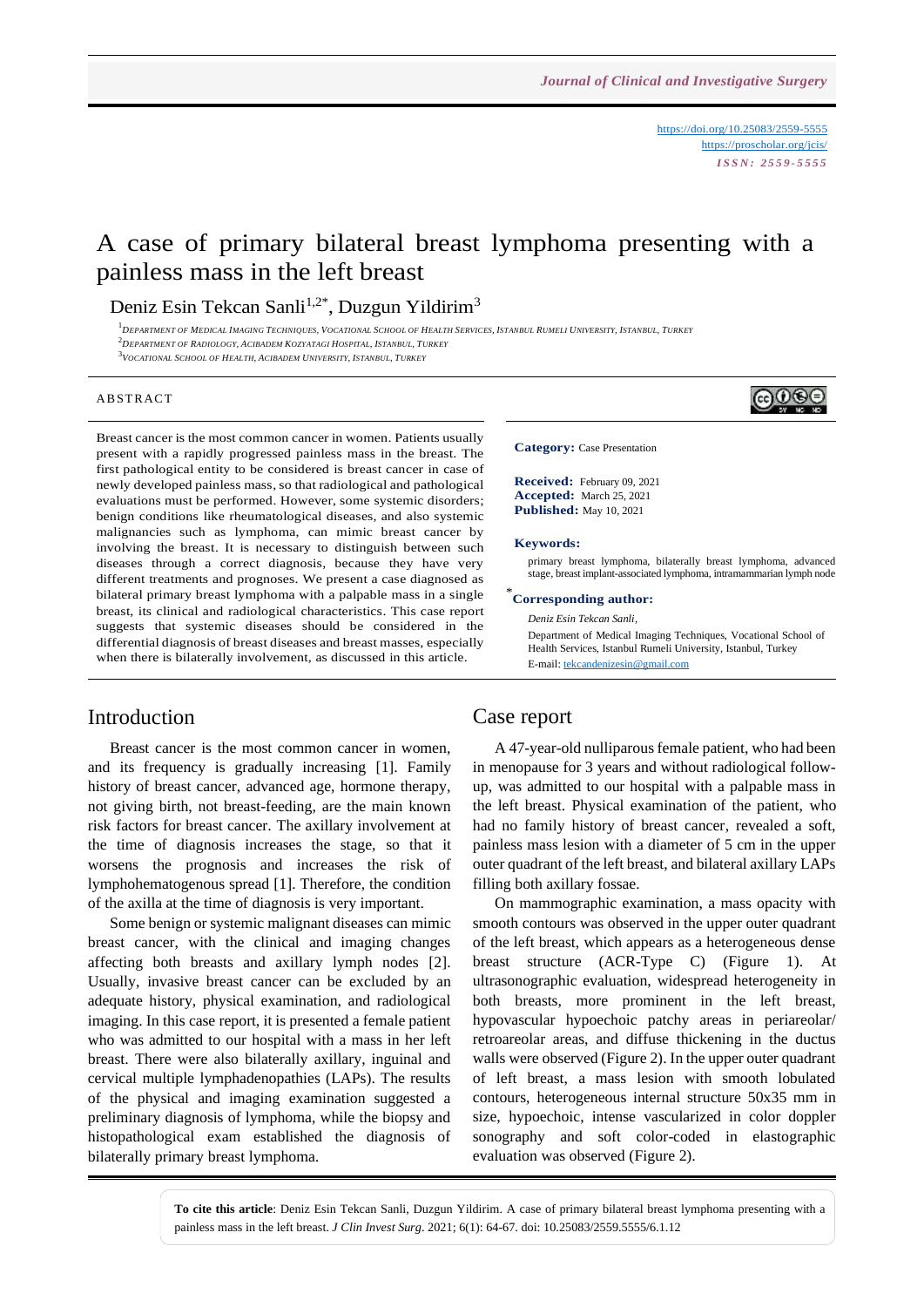Journal of Clinical and Investigative Surgery

https://doi.org/10.25083/2559-5555
https://proscholar.org/jcis/
ISSN: 2559-5555

# A case of primary bilateral breast lymphoma presenting with a painless mass in the left breast

Deniz Esin Tekcan Sanli[1,2*], Duzgun Yildirim[3]

[1]Department of Medical Imaging Techniques, Vocational School of Health Services, Istanbul Rumeli University, Istanbul, Turkey
[2]Department of Radiology, Acibadem Kozyatagi Hospital, Istanbul, Turkey
[3]Vocational School of Health, Acibadem University, Istanbul, Turkey

## Abstract

Breast cancer is the most common cancer in women. Patients usually present with a rapidly progressed painless mass in the breast. The first pathological entity to be considered is breast cancer in case of newly developed painless mass, so that radiological and pathological evaluations must be performed. However, some systemic disorders; benign conditions like rheumatological diseases, and also systemic malignancies such as lymphoma, can mimic breast cancer by involving the breast. It is necessary to distinguish between such diseases through a correct diagnosis, because they have very different treatments and prognoses. We present a case diagnosed as bilateral primary breast lymphoma with a palpable mass in a single breast, its clinical and radiological characteristics. This case report suggests that systemic diseases should be considered in the differential diagnosis of breast diseases and breast masses, especially when there is bilaterally involvement, as discussed in this article.

**Category:** Case Presentation

**Received:** February 09, 2021
**Accepted:** March 25, 2021
**Published:** May 10, 2021

**Keywords:**
primary breast lymphoma, bilaterally breast lymphoma, advanced stage, breast implant-associated lymphoma, intramammarian lymph node

**\*Corresponding author:**
*Deniz Esin Tekcan Sanli,*
Department of Medical Imaging Techniques, Vocational School of Health Services, Istanbul Rumeli University, Istanbul, Turkey
E-mail: tekcandenizesin@gmail.com

## Introduction

Breast cancer is the most common cancer in women, and its frequency is gradually increasing [1]. Family history of breast cancer, advanced age, hormone therapy, not giving birth, not breast-feeding, are the main known risk factors for breast cancer. The axillary involvement at the time of diagnosis increases the stage, so that it worsens the prognosis and increases the risk of lymphohematogenous spread [1]. Therefore, the condition of the axilla at the time of diagnosis is very important.

Some benign or systemic malignant diseases can mimic breast cancer, with the clinical and imaging changes affecting both breasts and axillary lymph nodes [2]. Usually, invasive breast cancer can be excluded by an adequate history, physical examination, and radiological imaging. In this case report, it is presented a female patient who was admitted to our hospital with a mass in her left breast. There were also bilaterally axillary, inguinal and cervical multiple lymphadenopathies (LAPs). The results of the physical and imaging examination suggested a preliminary diagnosis of lymphoma, while the biopsy and histopathological exam established the diagnosis of bilaterally primary breast lymphoma.

## Case report

A 47-year-old nulliparous female patient, who had been in menopause for 3 years and without radiological follow-up, was admitted to our hospital with a palpable mass in the left breast. Physical examination of the patient, who had no family history of breast cancer, revealed a soft, painless mass lesion with a diameter of 5 cm in the upper outer quadrant of the left breast, and bilateral axillary LAPs filling both axillary fossae.

On mammographic examination, a mass opacity with smooth contours was observed in the upper outer quadrant of the left breast, which appears as a heterogeneous dense breast structure (ACR-Type C) (Figure 1). At ultrasonographic evaluation, widespread heterogeneity in both breasts, more prominent in the left breast, hypovascular hypoechoic patchy areas in periareolar/retroareolar areas, and diffuse thickening in the ductus walls were observed (Figure 2). In the upper outer quadrant of left breast, a mass lesion with smooth lobulated contours, heterogeneous internal structure 50x35 mm in size, hypoechoic, intense vascularized in color doppler sonography and soft color-coded in elastographic evaluation was observed (Figure 2).

**To cite this article**: Deniz Esin Tekcan Sanli, Duzgun Yildirim. A case of primary bilateral breast lymphoma presenting with a painless mass in the left breast. *J Clin Invest Surg*. 2021; 6(1): 64-67. doi: 10.25083/2559.5555/6.1.12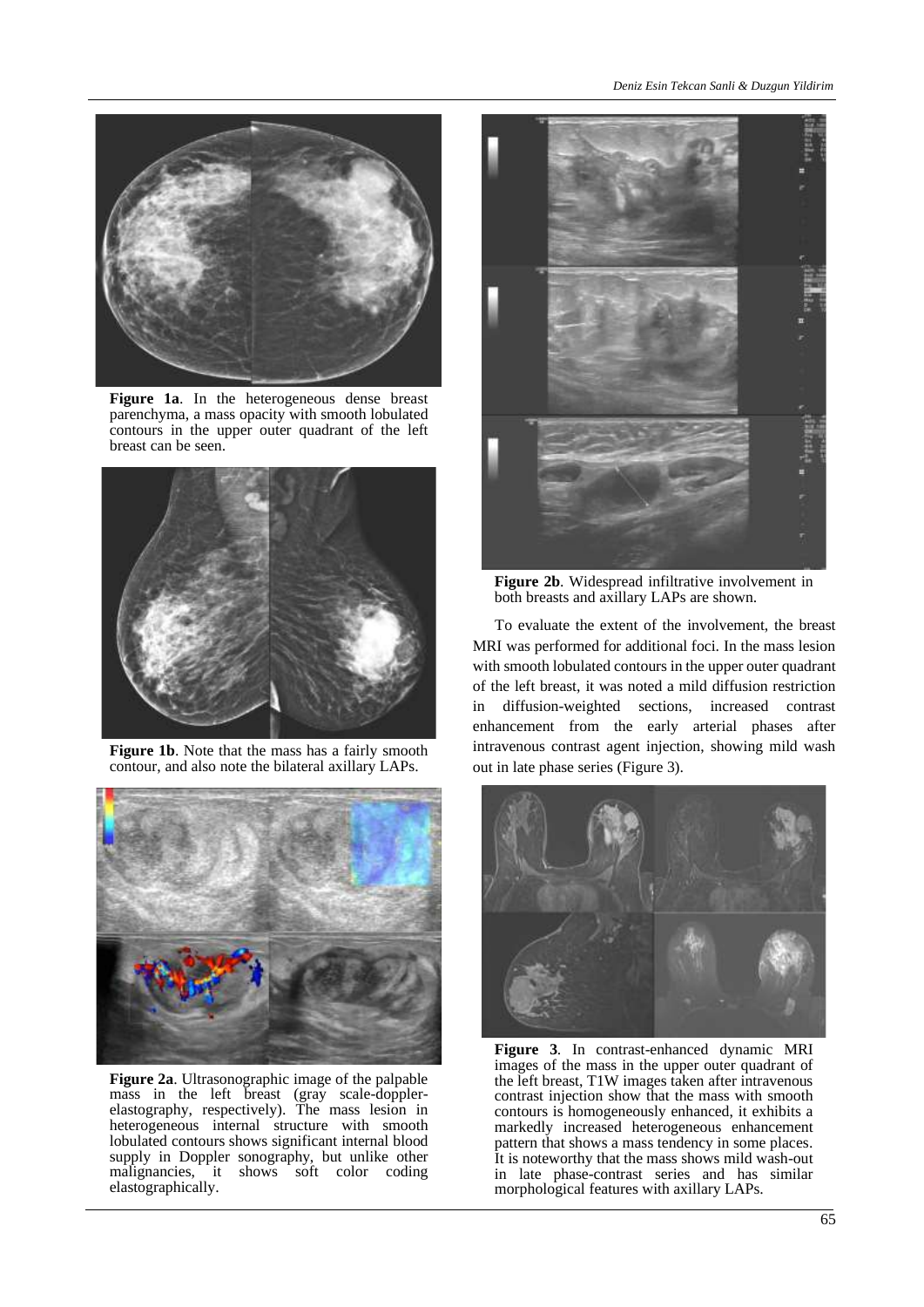Figure 1a. In the heterogeneous dense breast parenchyma, a mass opacity with smooth lobulated contours in the upper outer quadrant of the left breast can be seen.

Figure 1b. Note that the mass has a fairly smooth contour, and also note the bilateral axillary LAPs.

Figure 2a. Ultrasonographic image of the palpable mass in the left breast (gray scale-doppler-elastography, respectively). The mass lesion in heterogeneous internal structure with smooth lobulated contours shows significant internal blood supply in Doppler sonography, but unlike other malignancies, it shows soft color coding elastographically.

Figure 2b. Widespread infiltrative involvement in both breasts and axillary LAPs are shown.

To evaluate the extent of the involvement, the breast MRI was performed for additional foci. In the mass lesion with smooth lobulated contours in the upper outer quadrant of the left breast, it was noted a mild diffusion restriction in diffusion-weighted sections, increased contrast enhancement from the early arterial phases after intravenous contrast agent injection, showing mild wash out in late phase series (Figure 3).

Figure 3. In contrast-enhanced dynamic MRI images of the mass in the upper outer quadrant of the left breast, T1W images taken after intravenous contrast injection show that the mass with smooth contours is homogeneously enhanced, it exhibits a markedly increased heterogeneous enhancement pattern that shows a mass tendency in some places. It is noteworthy that the mass shows mild wash-out in late phase-contrast series and has similar morphological features with axillary LAPs.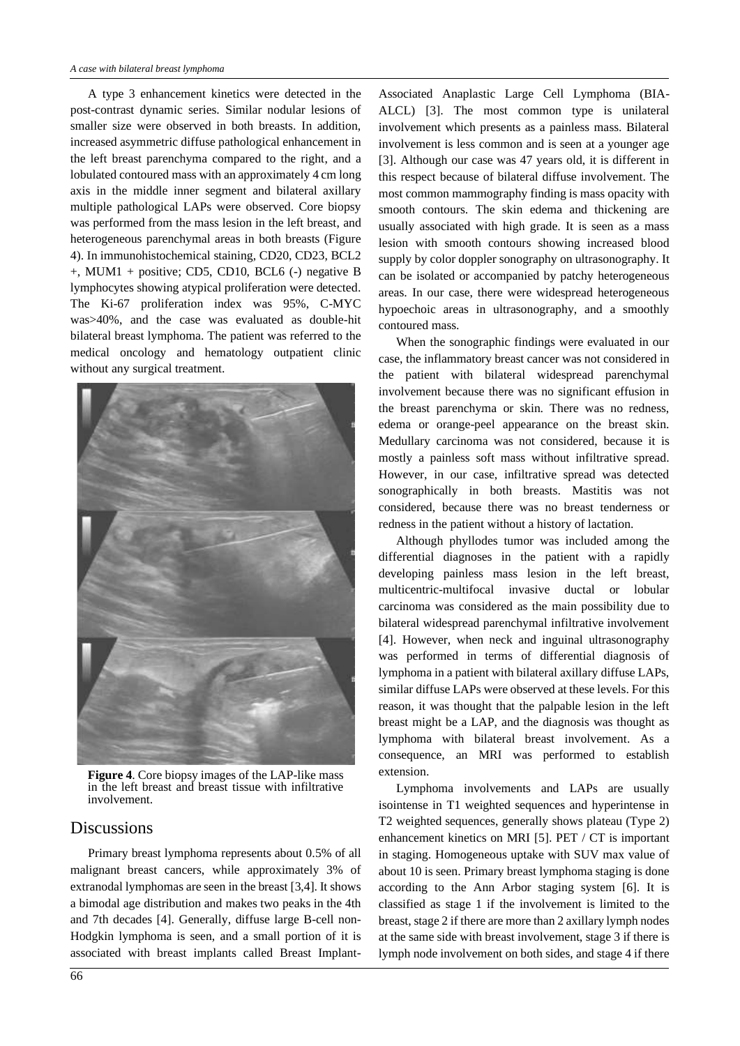A type 3 enhancement kinetics were detected in the post-contrast dynamic series. Similar nodular lesions of smaller size were observed in both breasts. In addition, increased asymmetric diffuse pathological enhancement in the left breast parenchyma compared to the right, and a lobulated contoured mass with an approximately 4 cm long axis in the middle inner segment and bilateral axillary multiple pathological LAPs were observed. Core biopsy was performed from the mass lesion in the left breast, and heterogeneous parenchymal areas in both breasts (Figure 4). In immunohistochemical staining, CD20, CD23, BCL2 +, MUM1 + positive; CD5, CD10, BCL6 (-) negative B lymphocytes showing atypical proliferation were detected. The Ki-67 proliferation index was 95%, C-MYC was>40%, and the case was evaluated as double-hit bilateral breast lymphoma. The patient was referred to the medical oncology and hematology outpatient clinic without any surgical treatment.

**Figure 4**. Core biopsy images of the LAP-like mass in the left breast and breast tissue with infiltrative involvement.

## Discussions

Primary breast lymphoma represents about 0.5% of all malignant breast cancers, while approximately 3% of extranodal lymphomas are seen in the breast [3,4]. It shows a bimodal age distribution and makes two peaks in the 4th and 7th decades [4]. Generally, diffuse large B-cell non-Hodgkin lymphoma is seen, and a small portion of it is associated with breast implants called Breast Implant-Associated Anaplastic Large Cell Lymphoma (BIA-ALCL) [3]. The most common type is unilateral involvement which presents as a painless mass. Bilateral involvement is less common and is seen at a younger age [3]. Although our case was 47 years old, it is different in this respect because of bilateral diffuse involvement. The most common mammography finding is mass opacity with smooth contours. The skin edema and thickening are usually associated with high grade. It is seen as a mass lesion with smooth contours showing increased blood supply by color doppler sonography on ultrasonography. It can be isolated or accompanied by patchy heterogeneous areas. In our case, there were widespread heterogeneous hypoechoic areas in ultrasonography, and a smoothly contoured mass.

When the sonographic findings were evaluated in our case, the inflammatory breast cancer was not considered in the patient with bilateral widespread parenchymal involvement because there was no significant effusion in the breast parenchyma or skin. There was no redness, edema or orange-peel appearance on the breast skin. Medullary carcinoma was not considered, because it is mostly a painless soft mass without infiltrative spread. However, in our case, infiltrative spread was detected sonographically in both breasts. Mastitis was not considered, because there was no breast tenderness or redness in the patient without a history of lactation.

Although phyllodes tumor was included among the differential diagnoses in the patient with a rapidly developing painless mass lesion in the left breast, multicentric-multifocal invasive ductal or lobular carcinoma was considered as the main possibility due to bilateral widespread parenchymal infiltrative involvement [4]. However, when neck and inguinal ultrasonography was performed in terms of differential diagnosis of lymphoma in a patient with bilateral axillary diffuse LAPs, similar diffuse LAPs were observed at these levels. For this reason, it was thought that the palpable lesion in the left breast might be a LAP, and the diagnosis was thought as lymphoma with bilateral breast involvement. As a consequence, an MRI was performed to establish extension.

Lymphoma involvements and LAPs are usually isointense in T1 weighted sequences and hyperintense in T2 weighted sequences, generally shows plateau (Type 2) enhancement kinetics on MRI [5]. PET / CT is important in staging. Homogeneous uptake with SUV max value of about 10 is seen. Primary breast lymphoma staging is done according to the Ann Arbor staging system [6]. It is classified as stage 1 if the involvement is limited to the breast, stage 2 if there are more than 2 axillary lymph nodes at the same side with breast involvement, stage 3 if there is lymph node involvement on both sides, and stage 4 if there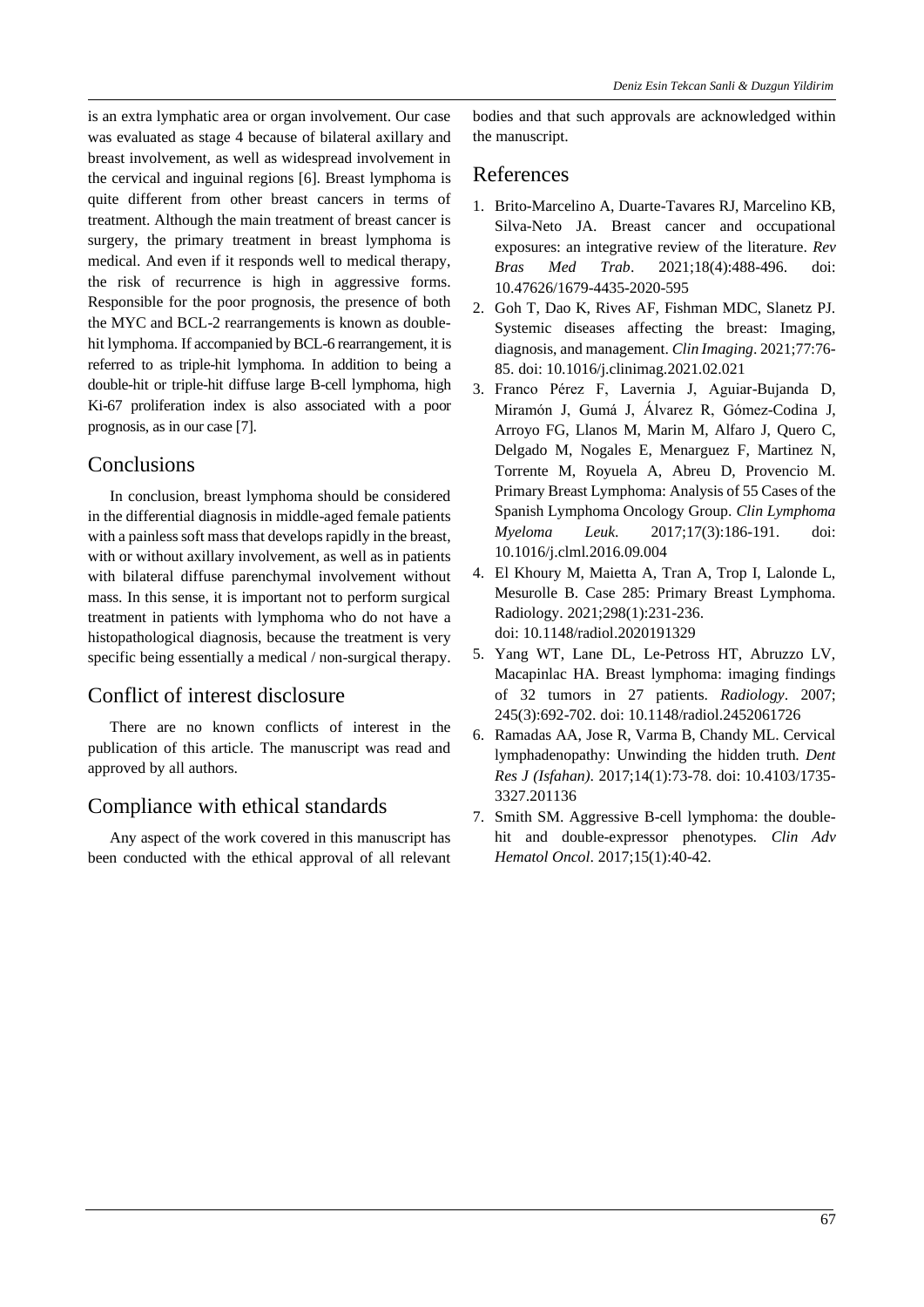is an extra lymphatic area or organ involvement. Our case was evaluated as stage 4 because of bilateral axillary and breast involvement, as well as widespread involvement in the cervical and inguinal regions [6]. Breast lymphoma is quite different from other breast cancers in terms of treatment. Although the main treatment of breast cancer is surgery, the primary treatment in breast lymphoma is medical. And even if it responds well to medical therapy, the risk of recurrence is high in aggressive forms. Responsible for the poor prognosis, the presence of both the MYC and BCL-2 rearrangements is known as double-hit lymphoma. If accompanied by BCL-6 rearrangement, it is referred to as triple-hit lymphoma. In addition to being a double-hit or triple-hit diffuse large B-cell lymphoma, high Ki-67 proliferation index is also associated with a poor prognosis, as in our case [7].

## Conclusions

In conclusion, breast lymphoma should be considered in the differential diagnosis in middle-aged female patients with a painless soft mass that develops rapidly in the breast, with or without axillary involvement, as well as in patients with bilateral diffuse parenchymal involvement without mass. In this sense, it is important not to perform surgical treatment in patients with lymphoma who do not have a histopathological diagnosis, because the treatment is very specific being essentially a medical / non-surgical therapy.

## Conflict of interest disclosure

There are no known conflicts of interest in the publication of this article. The manuscript was read and approved by all authors.

## Compliance with ethical standards

Any aspect of the work covered in this manuscript has been conducted with the ethical approval of all relevant bodies and that such approvals are acknowledged within the manuscript.

## References

1. Brito-Marcelino A, Duarte-Tavares RJ, Marcelino KB, Silva-Neto JA. Breast cancer and occupational exposures: an integrative review of the literature. *Rev Bras Med Trab*. 2021;18(4):488-496. doi: 10.47626/1679-4435-2020-595
2. Goh T, Dao K, Rives AF, Fishman MDC, Slanetz PJ. Systemic diseases affecting the breast: Imaging, diagnosis, and management. *Clin Imaging*. 2021;77:76-85. doi: 10.1016/j.clinimag.2021.02.021
3. Franco Pérez F, Lavernia J, Aguiar-Bujanda D, Miramón J, Gumá J, Álvarez R, Gómez-Codina J, Arroyo FG, Llanos M, Marin M, Alfaro J, Quero C, Delgado M, Nogales E, Menarguez F, Martinez N, Torrente M, Royuela A, Abreu D, Provencio M. Primary Breast Lymphoma: Analysis of 55 Cases of the Spanish Lymphoma Oncology Group. *Clin Lymphoma Myeloma Leuk*. 2017;17(3):186-191. doi: 10.1016/j.clml.2016.09.004
4. El Khoury M, Maietta A, Tran A, Trop I, Lalonde L, Mesurolle B. Case 285: Primary Breast Lymphoma. Radiology. 2021;298(1):231-236. doi: 10.1148/radiol.2020191329
5. Yang WT, Lane DL, Le-Petross HT, Abruzzo LV, Macapinlac HA. Breast lymphoma: imaging findings of 32 tumors in 27 patients. *Radiology*. 2007; 245(3):692-702. doi: 10.1148/radiol.2452061726
6. Ramadas AA, Jose R, Varma B, Chandy ML. Cervical lymphadenopathy: Unwinding the hidden truth. *Dent Res J (Isfahan)*. 2017;14(1):73-78. doi: 10.4103/1735-3327.201136
7. Smith SM. Aggressive B-cell lymphoma: the double-hit and double-expressor phenotypes. *Clin Adv Hematol Oncol*. 2017;15(1):40-42.